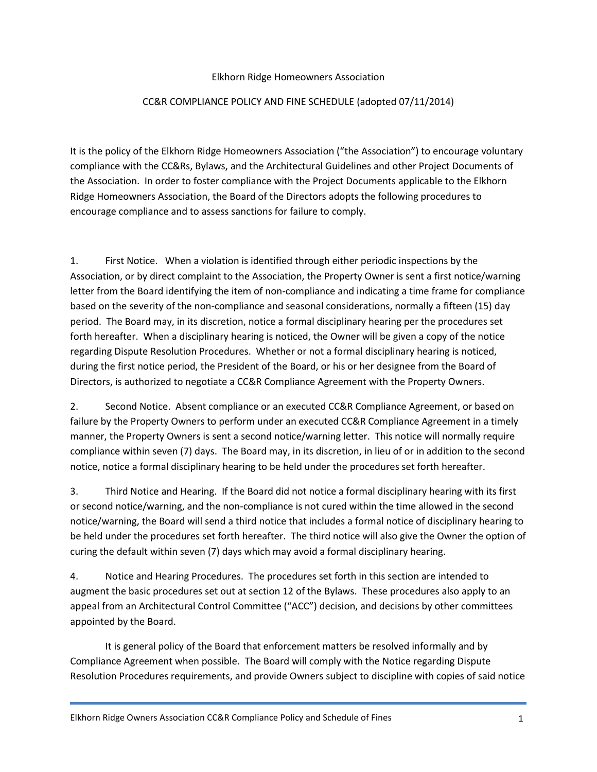# Elkhorn Ridge Homeowners Association

## CC&R COMPLIANCE POLICY AND FINE SCHEDULE (adopted 07/11/2014)

It is the policy of the Elkhorn Ridge Homeowners Association ("the Association") to encourage voluntary compliance with the CC&Rs, Bylaws, and the Architectural Guidelines and other Project Documents of the Association. In order to foster compliance with the Project Documents applicable to the Elkhorn Ridge Homeowners Association, the Board of the Directors adopts the following procedures to encourage compliance and to assess sanctions for failure to comply.

1. First Notice. When a violation is identified through either periodic inspections by the Association, or by direct complaint to the Association, the Property Owner is sent a first notice/warning letter from the Board identifying the item of non-compliance and indicating a time frame for compliance based on the severity of the non-compliance and seasonal considerations, normally a fifteen (15) day period. The Board may, in its discretion, notice a formal disciplinary hearing per the procedures set forth hereafter. When a disciplinary hearing is noticed, the Owner will be given a copy of the notice regarding Dispute Resolution Procedures. Whether or not a formal disciplinary hearing is noticed, during the first notice period, the President of the Board, or his or her designee from the Board of Directors, is authorized to negotiate a CC&R Compliance Agreement with the Property Owners.

2. Second Notice. Absent compliance or an executed CC&R Compliance Agreement, or based on failure by the Property Owners to perform under an executed CC&R Compliance Agreement in a timely manner, the Property Owners is sent a second notice/warning letter. This notice will normally require compliance within seven (7) days. The Board may, in its discretion, in lieu of or in addition to the second notice, notice a formal disciplinary hearing to be held under the procedures set forth hereafter.

3. Third Notice and Hearing. If the Board did not notice a formal disciplinary hearing with its first or second notice/warning, and the non-compliance is not cured within the time allowed in the second notice/warning, the Board will send a third notice that includes a formal notice of disciplinary hearing to be held under the procedures set forth hereafter. The third notice will also give the Owner the option of curing the default within seven (7) days which may avoid a formal disciplinary hearing.

4. Notice and Hearing Procedures. The procedures set forth in this section are intended to augment the basic procedures set out at section 12 of the Bylaws. These procedures also apply to an appeal from an Architectural Control Committee ("ACC") decision, and decisions by other committees appointed by the Board.

It is general policy of the Board that enforcement matters be resolved informally and by Compliance Agreement when possible. The Board will comply with the Notice regarding Dispute Resolution Procedures requirements, and provide Owners subject to discipline with copies of said notice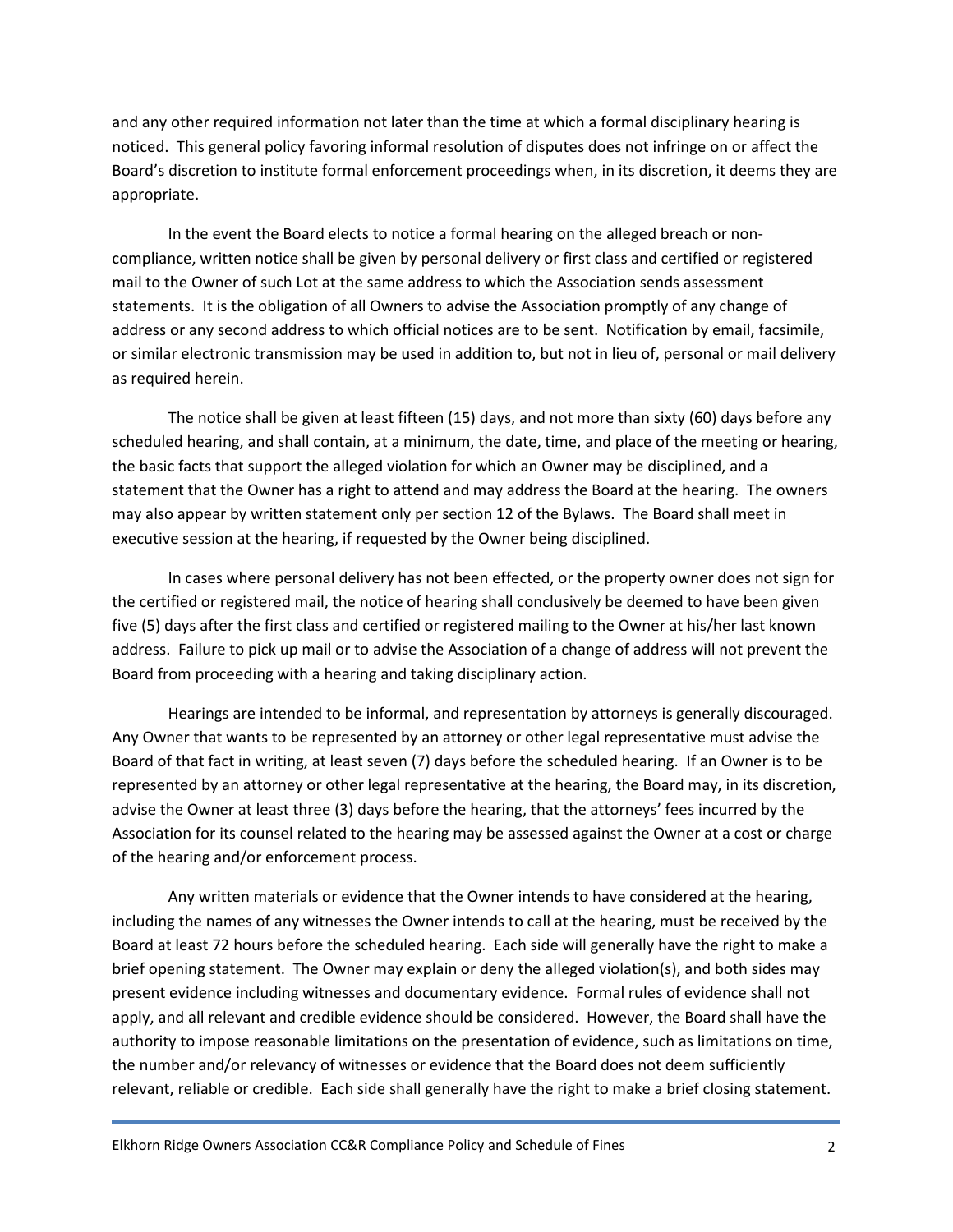and any other required information not later than the time at which a formal disciplinary hearing is noticed. This general policy favoring informal resolution of disputes does not infringe on or affect the Board's discretion to institute formal enforcement proceedings when, in its discretion, it deems they are appropriate.

In the event the Board elects to notice a formal hearing on the alleged breach or non-compliance, written notice shall be given by personal delivery or first class and certified or registered mail to the Owner of such Lot at the same address to which the Association sends assessment statements. It is the obligation of all Owners to advise the Association promptly of any change of address or any second address to which official notices are to be sent. Notification by email, facsimile, or similar electronic transmission may be used in addition to, but not in lieu of, personal or mail delivery as required herein.

The notice shall be given at least fifteen (15) days, and not more than sixty (60) days before any scheduled hearing, and shall contain, at a minimum, the date, time, and place of the meeting or hearing, the basic facts that support the alleged violation for which an Owner may be disciplined, and a statement that the Owner has a right to attend and may address the Board at the hearing. The owners may also appear by written statement only per section 12 of the Bylaws. The Board shall meet in executive session at the hearing, if requested by the Owner being disciplined.

In cases where personal delivery has not been effected, or the property owner does not sign for the certified or registered mail, the notice of hearing shall conclusively be deemed to have been given five (5) days after the first class and certified or registered mailing to the Owner at his/her last known address. Failure to pick up mail or to advise the Association of a change of address will not prevent the Board from proceeding with a hearing and taking disciplinary action.

Hearings are intended to be informal, and representation by attorneys is generally discouraged. Any Owner that wants to be represented by an attorney or other legal representative must advise the Board of that fact in writing, at least seven (7) days before the scheduled hearing. If an Owner is to be represented by an attorney or other legal representative at the hearing, the Board may, in its discretion, advise the Owner at least three (3) days before the hearing, that the attorneys' fees incurred by the Association for its counsel related to the hearing may be assessed against the Owner at a cost or charge of the hearing and/or enforcement process.

Any written materials or evidence that the Owner intends to have considered at the hearing, including the names of any witnesses the Owner intends to call at the hearing, must be received by the Board at least 72 hours before the scheduled hearing. Each side will generally have the right to make a brief opening statement. The Owner may explain or deny the alleged violation(s), and both sides may present evidence including witnesses and documentary evidence. Formal rules of evidence shall not apply, and all relevant and credible evidence should be considered. However, the Board shall have the authority to impose reasonable limitations on the presentation of evidence, such as limitations on time, the number and/or relevancy of witnesses or evidence that the Board does not deem sufficiently relevant, reliable or credible. Each side shall generally have the right to make a brief closing statement.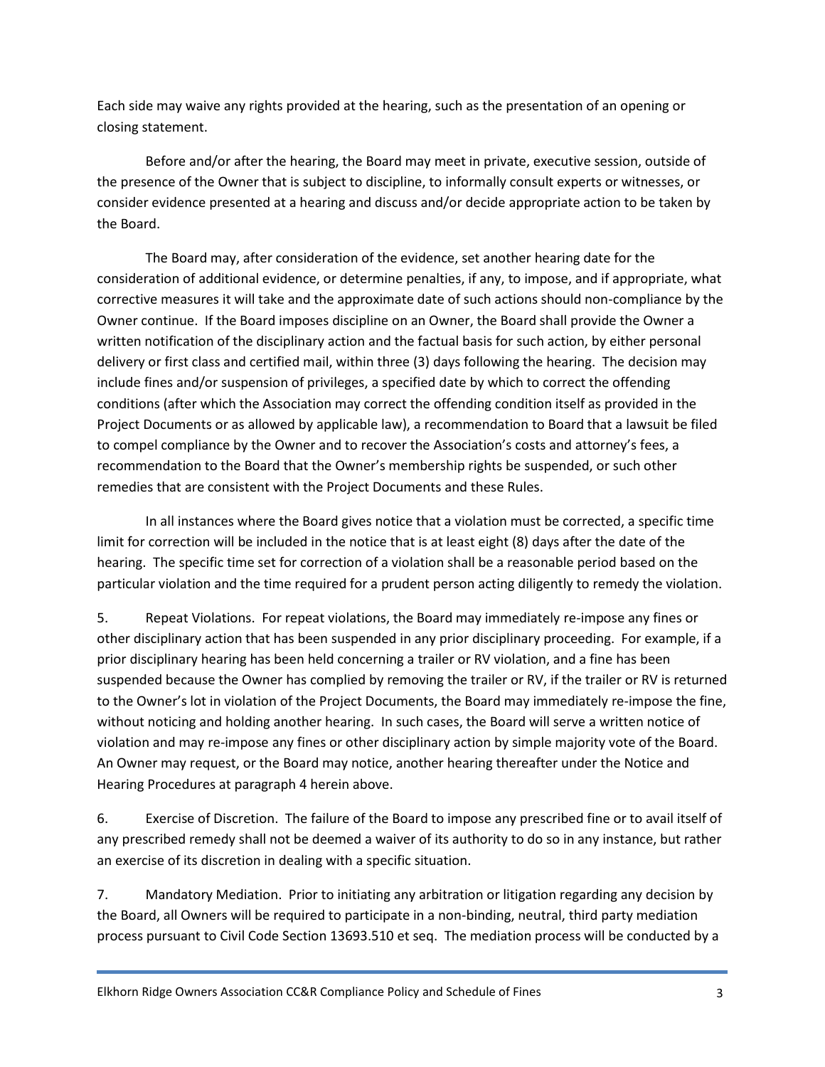Each side may waive any rights provided at the hearing, such as the presentation of an opening or closing statement.

Before and/or after the hearing, the Board may meet in private, executive session, outside of the presence of the Owner that is subject to discipline, to informally consult experts or witnesses, or consider evidence presented at a hearing and discuss and/or decide appropriate action to be taken by the Board.

The Board may, after consideration of the evidence, set another hearing date for the consideration of additional evidence, or determine penalties, if any, to impose, and if appropriate, what corrective measures it will take and the approximate date of such actions should non-compliance by the Owner continue. If the Board imposes discipline on an Owner, the Board shall provide the Owner a written notification of the disciplinary action and the factual basis for such action, by either personal delivery or first class and certified mail, within three (3) days following the hearing. The decision may include fines and/or suspension of privileges, a specified date by which to correct the offending conditions (after which the Association may correct the offending condition itself as provided in the Project Documents or as allowed by applicable law), a recommendation to Board that a lawsuit be filed to compel compliance by the Owner and to recover the Association's costs and attorney's fees, a recommendation to the Board that the Owner's membership rights be suspended, or such other remedies that are consistent with the Project Documents and these Rules.

In all instances where the Board gives notice that a violation must be corrected, a specific time limit for correction will be included in the notice that is at least eight (8) days after the date of the hearing. The specific time set for correction of a violation shall be a reasonable period based on the particular violation and the time required for a prudent person acting diligently to remedy the violation.

5. Repeat Violations. For repeat violations, the Board may immediately re-impose any fines or other disciplinary action that has been suspended in any prior disciplinary proceeding. For example, if a prior disciplinary hearing has been held concerning a trailer or RV violation, and a fine has been suspended because the Owner has complied by removing the trailer or RV, if the trailer or RV is returned to the Owner's lot in violation of the Project Documents, the Board may immediately re-impose the fine, without noticing and holding another hearing. In such cases, the Board will serve a written notice of violation and may re-impose any fines or other disciplinary action by simple majority vote of the Board. An Owner may request, or the Board may notice, another hearing thereafter under the Notice and Hearing Procedures at paragraph 4 herein above.

6. Exercise of Discretion. The failure of the Board to impose any prescribed fine or to avail itself of any prescribed remedy shall not be deemed a waiver of its authority to do so in any instance, but rather an exercise of its discretion in dealing with a specific situation.

7. Mandatory Mediation. Prior to initiating any arbitration or litigation regarding any decision by the Board, all Owners will be required to participate in a non-binding, neutral, third party mediation process pursuant to Civil Code Section 13693.510 et seq. The mediation process will be conducted by a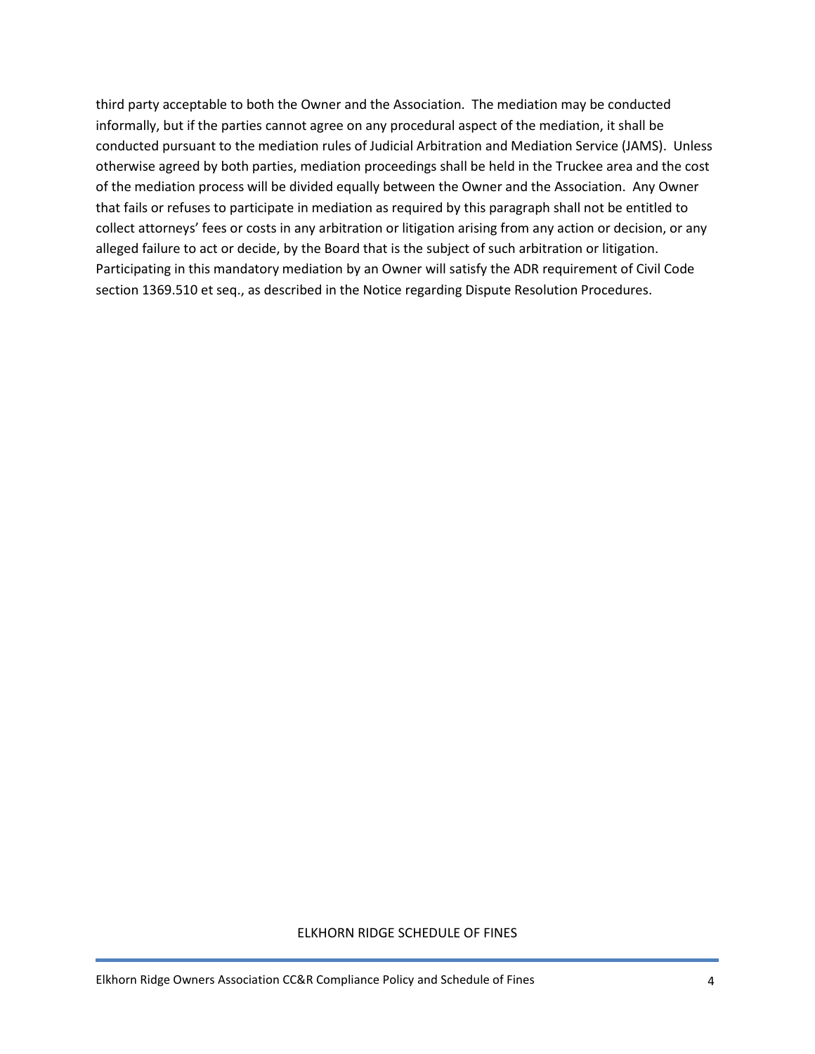third party acceptable to both the Owner and the Association. The mediation may be conducted informally, but if the parties cannot agree on any procedural aspect of the mediation, it shall be conducted pursuant to the mediation rules of Judicial Arbitration and Mediation Service (JAMS). Unless otherwise agreed by both parties, mediation proceedings shall be held in the Truckee area and the cost of the mediation process will be divided equally between the Owner and the Association. Any Owner that fails or refuses to participate in mediation as required by this paragraph shall not be entitled to collect attorneys' fees or costs in any arbitration or litigation arising from any action or decision, or any alleged failure to act or decide, by the Board that is the subject of such arbitration or litigation. Participating in this mandatory mediation by an Owner will satisfy the ADR requirement of Civil Code section 1369.510 et seq., as described in the Notice regarding Dispute Resolution Procedures.

## ELKHORN RIDGE SCHEDULE OF FINES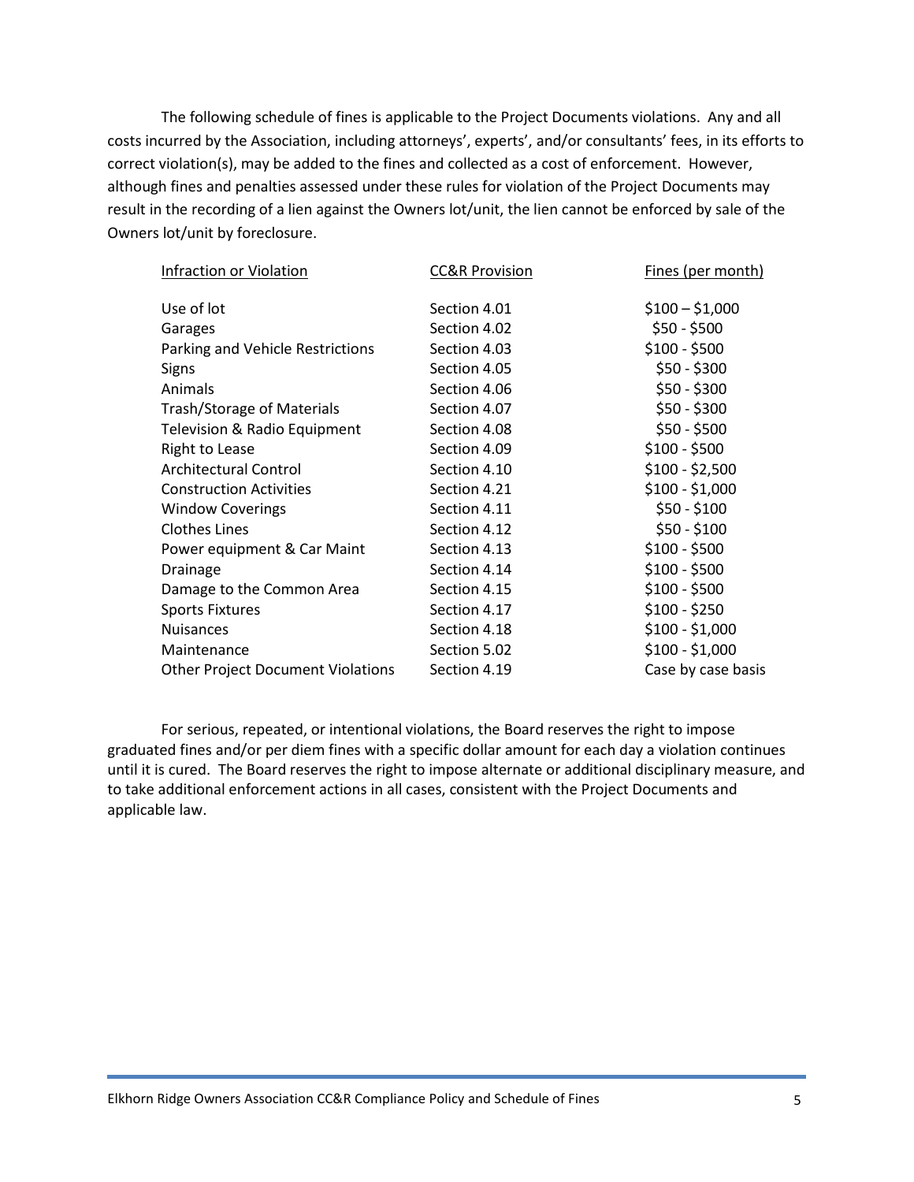The following schedule of fines is applicable to the Project Documents violations. Any and all costs incurred by the Association, including attorneys', experts', and/or consultants' fees, in its efforts to correct violation(s), may be added to the fines and collected as a cost of enforcement. However, although fines and penalties assessed under these rules for violation of the Project Documents may result in the recording of a lien against the Owners lot/unit, the lien cannot be enforced by sale of the Owners lot/unit by foreclosure.

| Infraction or Violation | CC&R Provision | Fines (per month) |
|---|---|---|
| Use of lot | Section 4.01 | $100 – $1,000 |
| Garages | Section 4.02 | $50 - $500 |
| Parking and Vehicle Restrictions | Section 4.03 | $100 - $500 |
| Signs | Section 4.05 | $50 - $300 |
| Animals | Section 4.06 | $50 - $300 |
| Trash/Storage of Materials | Section 4.07 | $50 - $300 |
| Television & Radio Equipment | Section 4.08 | $50 - $500 |
| Right to Lease | Section 4.09 | $100 - $500 |
| Architectural Control | Section 4.10 | $100 - $2,500 |
| Construction Activities | Section 4.21 | $100 - $1,000 |
| Window Coverings | Section 4.11 | $50 - $100 |
| Clothes Lines | Section 4.12 | $50 - $100 |
| Power equipment & Car Maint | Section 4.13 | $100 - $500 |
| Drainage | Section 4.14 | $100 - $500 |
| Damage to the Common Area | Section 4.15 | $100 - $500 |
| Sports Fixtures | Section 4.17 | $100 - $250 |
| Nuisances | Section 4.18 | $100 - $1,000 |
| Maintenance | Section 5.02 | $100 - $1,000 |
| Other Project Document Violations | Section 4.19 | Case by case basis |

For serious, repeated, or intentional violations, the Board reserves the right to impose graduated fines and/or per diem fines with a specific dollar amount for each day a violation continues until it is cured. The Board reserves the right to impose alternate or additional disciplinary measure, and to take additional enforcement actions in all cases, consistent with the Project Documents and applicable law.